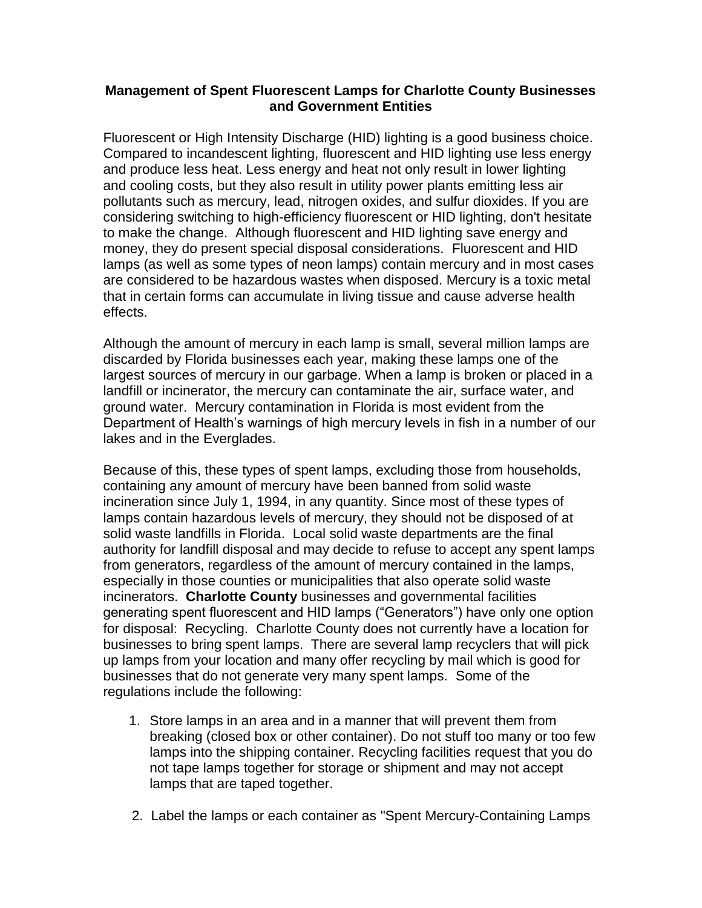**Management of Spent Fluorescent Lamps for Charlotte County Businesses and Government Entities**

Fluorescent or High Intensity Discharge (HID) lighting is a good business choice. Compared to incandescent lighting, fluorescent and HID lighting use less energy and produce less heat. Less energy and heat not only result in lower lighting and cooling costs, but they also result in utility power plants emitting less air pollutants such as mercury, lead, nitrogen oxides, and sulfur dioxides. If you are considering switching to high-efficiency fluorescent or HID lighting, don't hesitate to make the change. Although fluorescent and HID lighting save energy and money, they do present special disposal considerations. Fluorescent and HID lamps (as well as some types of neon lamps) contain mercury and in most cases are considered to be hazardous wastes when disposed. Mercury is a toxic metal that in certain forms can accumulate in living tissue and cause adverse health effects.

Although the amount of mercury in each lamp is small, several million lamps are discarded by Florida businesses each year, making these lamps one of the largest sources of mercury in our garbage. When a lamp is broken or placed in a landfill or incinerator, the mercury can contaminate the air, surface water, and ground water. Mercury contamination in Florida is most evident from the Department of Health's warnings of high mercury levels in fish in a number of our lakes and in the Everglades.

Because of this, these types of spent lamps, excluding those from households, containing any amount of mercury have been banned from solid waste incineration since July 1, 1994, in any quantity. Since most of these types of lamps contain hazardous levels of mercury, they should not be disposed of at solid waste landfills in Florida. Local solid waste departments are the final authority for landfill disposal and may decide to refuse to accept any spent lamps from generators, regardless of the amount of mercury contained in the lamps, especially in those counties or municipalities that also operate solid waste incinerators. **Charlotte County** businesses and governmental facilities generating spent fluorescent and HID lamps ("Generators") have only one option for disposal: Recycling. Charlotte County does not currently have a location for businesses to bring spent lamps. There are several lamp recyclers that will pick up lamps from your location and many offer recycling by mail which is good for businesses that do not generate very many spent lamps. Some of the regulations include the following:

1. Store lamps in an area and in a manner that will prevent them from breaking (closed box or other container). Do not stuff too many or too few lamps into the shipping container. Recycling facilities request that you do not tape lamps together for storage or shipment and may not accept lamps that are taped together.

2. Label the lamps or each container as "Spent Mercury-Containing Lamps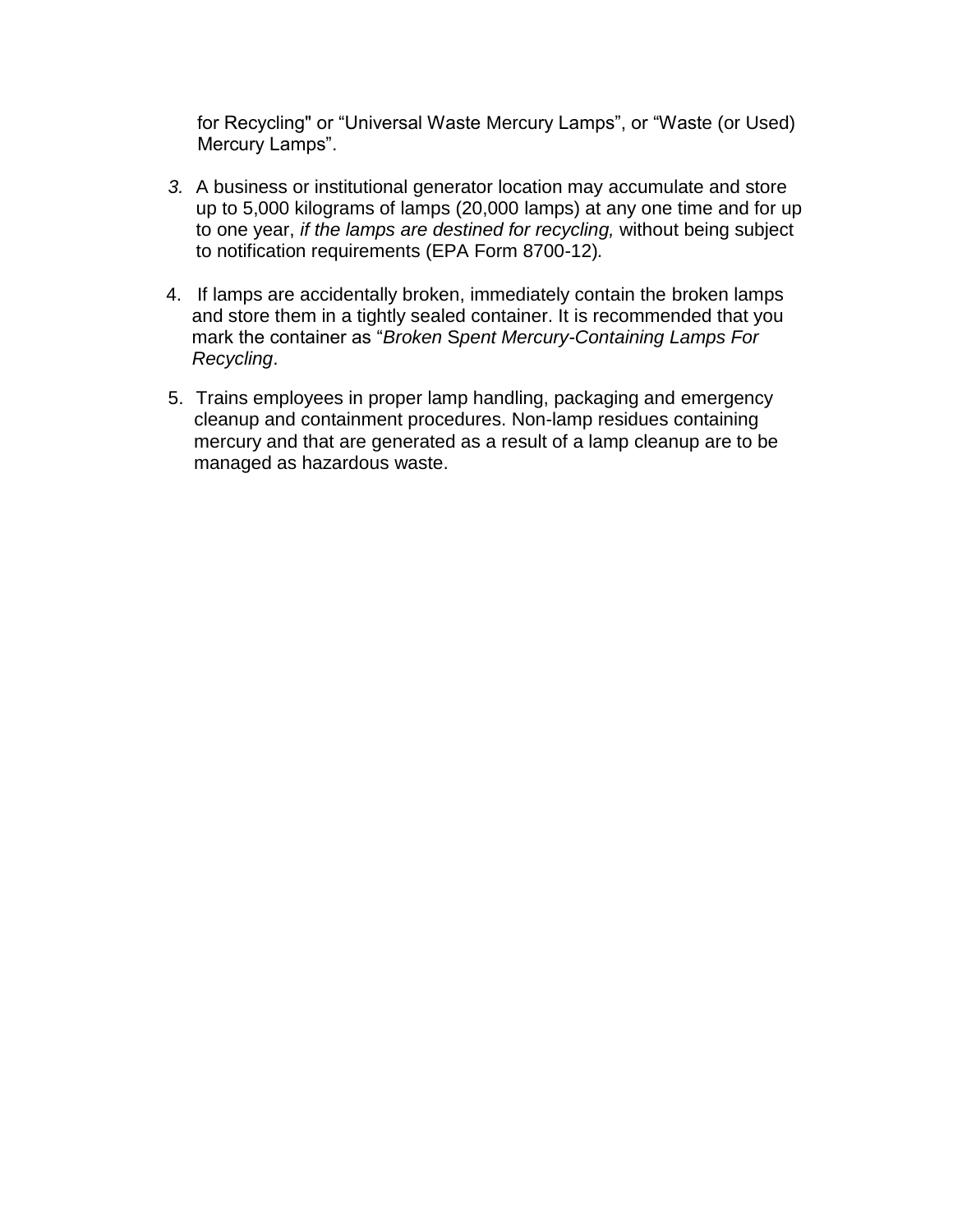for Recycling" or “Universal Waste Mercury Lamps”, or “Waste (or Used) Mercury Lamps”.

3. A business or institutional generator location may accumulate and store up to 5,000 kilograms of lamps (20,000 lamps) at any one time and for up to one year, *if the lamps are destined for recycling,* without being subject to notification requirements (EPA Form 8700-12).

4. If lamps are accidentally broken, immediately contain the broken lamps and store them in a tightly sealed container. It is recommended that you mark the container as “*Broken Spent Mercury-Containing Lamps For Recycling*.

5. Trains employees in proper lamp handling, packaging and emergency cleanup and containment procedures. Non-lamp residues containing mercury and that are generated as a result of a lamp cleanup are to be managed as hazardous waste.